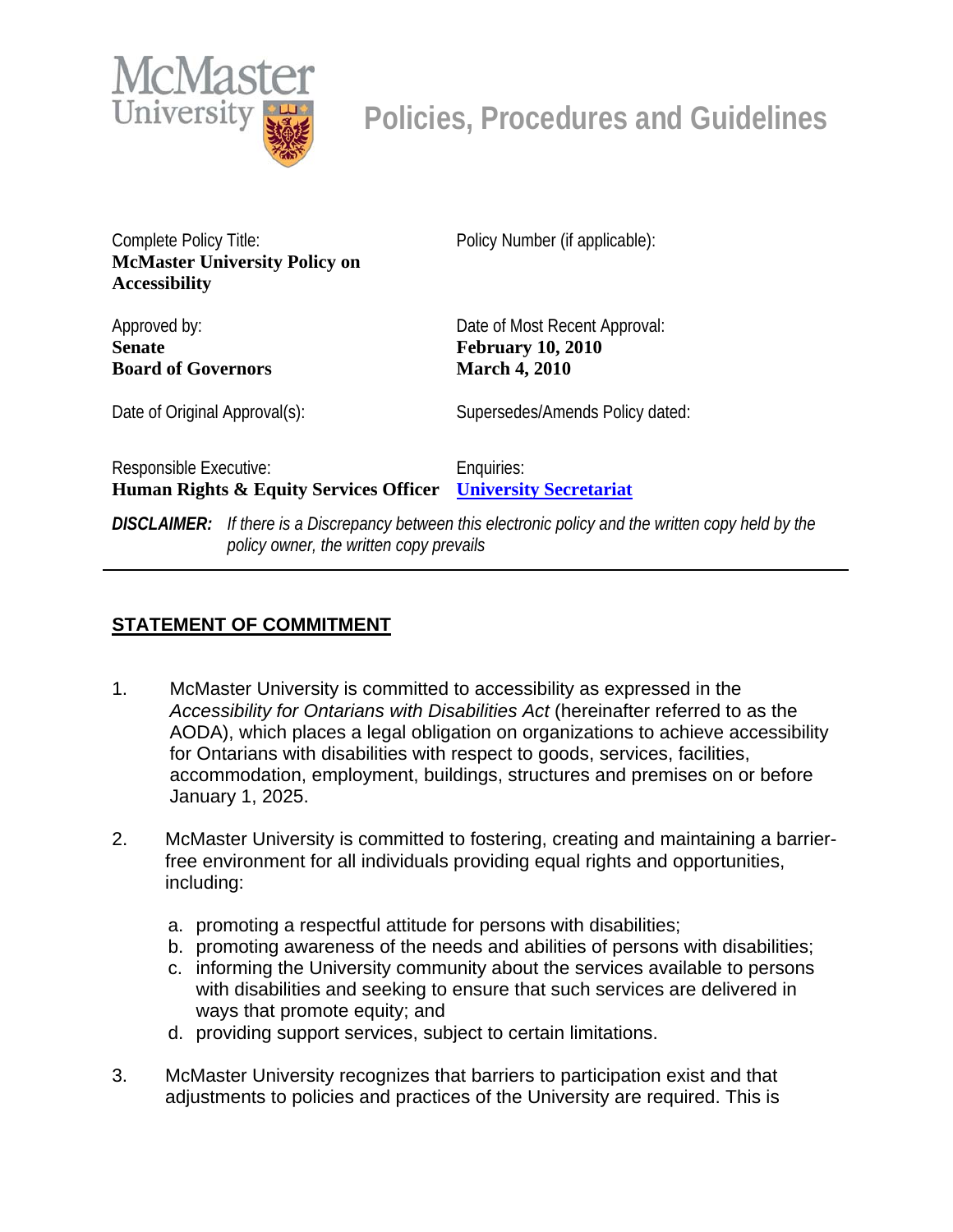# Policies, Procedures and Guidelines

| Complete Policy Title: **McMaster University Policy on Accessibility** | Policy Number (if applicable): |
| --- | --- |
| Approved by: **Senate** **Board of Governors** | Date of Most Recent Approval: **February 10, 2010** **March 4, 2010** |
| Date of Original Approval(s): | Supersedes/Amends Policy dated: |
| Responsible Executive: **Human Rights & Equity Services Officer** | Enquiries: **University Secretariat** |

***DISCLAIMER:*** *If there is a Discrepancy between this electronic policy and the written copy held by the policy owner, the written copy prevails*

---

## STATEMENT OF COMMITMENT

1. McMaster University is committed to accessibility as expressed in the *Accessibility for Ontarians with Disabilities Act* (hereinafter referred to as the AODA), which places a legal obligation on organizations to achieve accessibility for Ontarians with disabilities with respect to goods, services, facilities, accommodation, employment, buildings, structures and premises on or before January 1, 2025.

2. McMaster University is committed to fostering, creating and maintaining a barrier-free environment for all individuals providing equal rights and opportunities, including:

   a. promoting a respectful attitude for persons with disabilities;
   b. promoting awareness of the needs and abilities of persons with disabilities;
   c. informing the University community about the services available to persons with disabilities and seeking to ensure that such services are delivered in ways that promote equity; and
   d. providing support services, subject to certain limitations.

3. McMaster University recognizes that barriers to participation exist and that adjustments to policies and practices of the University are required. This is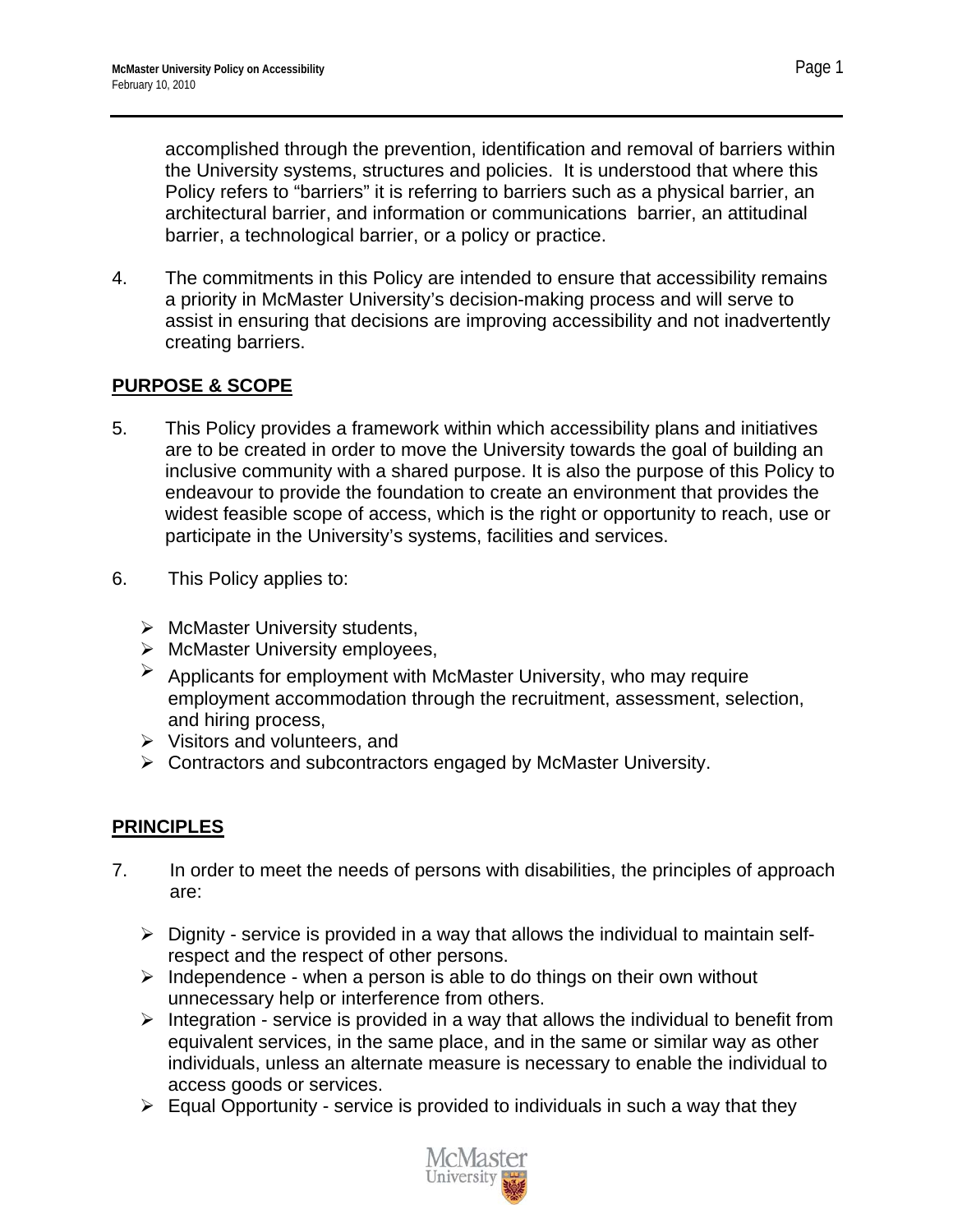accomplished through the prevention, identification and removal of barriers within the University systems, structures and policies. It is understood that where this Policy refers to "barriers" it is referring to barriers such as a physical barrier, an architectural barrier, and information or communications barrier, an attitudinal barrier, a technological barrier, or a policy or practice.

4. The commitments in this Policy are intended to ensure that accessibility remains a priority in McMaster University's decision-making process and will serve to assist in ensuring that decisions are improving accessibility and not inadvertently creating barriers.

## PURPOSE & SCOPE

5. This Policy provides a framework within which accessibility plans and initiatives are to be created in order to move the University towards the goal of building an inclusive community with a shared purpose. It is also the purpose of this Policy to endeavour to provide the foundation to create an environment that provides the widest feasible scope of access, which is the right or opportunity to reach, use or participate in the University's systems, facilities and services.

6. This Policy applies to:

   - McMaster University students,
   - McMaster University employees,
   - Applicants for employment with McMaster University, who may require employment accommodation through the recruitment, assessment, selection, and hiring process,
   - Visitors and volunteers, and
   - Contractors and subcontractors engaged by McMaster University.

## PRINCIPLES

7. In order to meet the needs of persons with disabilities, the principles of approach are:

   - Dignity - service is provided in a way that allows the individual to maintain self-respect and the respect of other persons.
   - Independence - when a person is able to do things on their own without unnecessary help or interference from others.
   - Integration - service is provided in a way that allows the individual to benefit from equivalent services, in the same place, and in the same or similar way as other individuals, unless an alternate measure is necessary to enable the individual to access goods or services.
   - Equal Opportunity - service is provided to individuals in such a way that they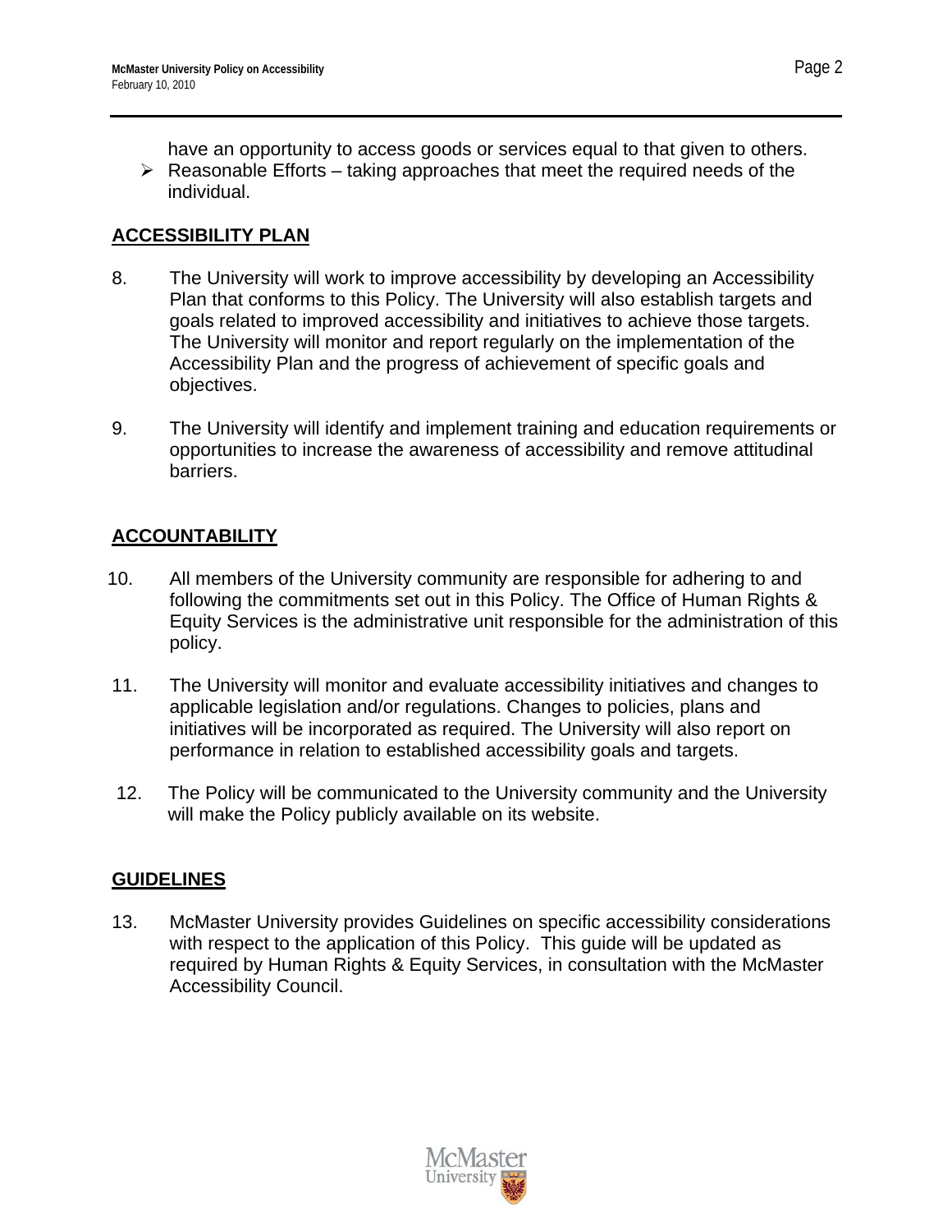have an opportunity to access goods or services equal to that given to others.

- Reasonable Efforts – taking approaches that meet the required needs of the individual.

## ACCESSIBILITY PLAN

8. The University will work to improve accessibility by developing an Accessibility Plan that conforms to this Policy. The University will also establish targets and goals related to improved accessibility and initiatives to achieve those targets. The University will monitor and report regularly on the implementation of the Accessibility Plan and the progress of achievement of specific goals and objectives.

9. The University will identify and implement training and education requirements or opportunities to increase the awareness of accessibility and remove attitudinal barriers.

## ACCOUNTABILITY

10. All members of the University community are responsible for adhering to and following the commitments set out in this Policy. The Office of Human Rights & Equity Services is the administrative unit responsible for the administration of this policy.

11. The University will monitor and evaluate accessibility initiatives and changes to applicable legislation and/or regulations. Changes to policies, plans and initiatives will be incorporated as required. The University will also report on performance in relation to established accessibility goals and targets.

12. The Policy will be communicated to the University community and the University will make the Policy publicly available on its website.

## GUIDELINES

13. McMaster University provides Guidelines on specific accessibility considerations with respect to the application of this Policy. This guide will be updated as required by Human Rights & Equity Services, in consultation with the McMaster Accessibility Council.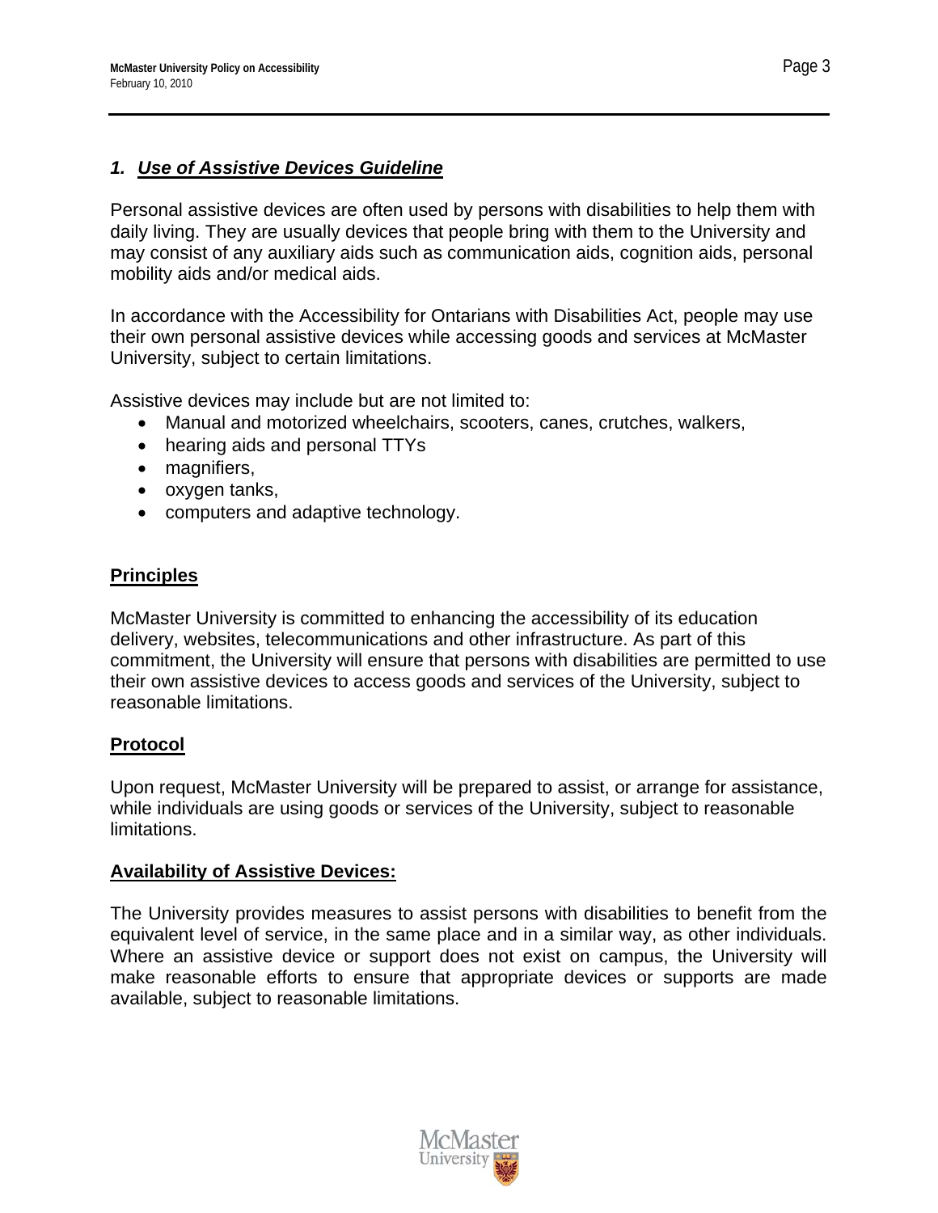## *1. Use of Assistive Devices Guideline*

Personal assistive devices are often used by persons with disabilities to help them with daily living. They are usually devices that people bring with them to the University and may consist of any auxiliary aids such as communication aids, cognition aids, personal mobility aids and/or medical aids.

In accordance with the Accessibility for Ontarians with Disabilities Act, people may use their own personal assistive devices while accessing goods and services at McMaster University, subject to certain limitations.

Assistive devices may include but are not limited to:

- Manual and motorized wheelchairs, scooters, canes, crutches, walkers,
- hearing aids and personal TTYs
- magnifiers,
- oxygen tanks,
- computers and adaptive technology.

### Principles

McMaster University is committed to enhancing the accessibility of its education delivery, websites, telecommunications and other infrastructure. As part of this commitment, the University will ensure that persons with disabilities are permitted to use their own assistive devices to access goods and services of the University, subject to reasonable limitations.

### Protocol

Upon request, McMaster University will be prepared to assist, or arrange for assistance, while individuals are using goods or services of the University, subject to reasonable limitations.

### Availability of Assistive Devices:

The University provides measures to assist persons with disabilities to benefit from the equivalent level of service, in the same place and in a similar way, as other individuals. Where an assistive device or support does not exist on campus, the University will make reasonable efforts to ensure that appropriate devices or supports are made available, subject to reasonable limitations.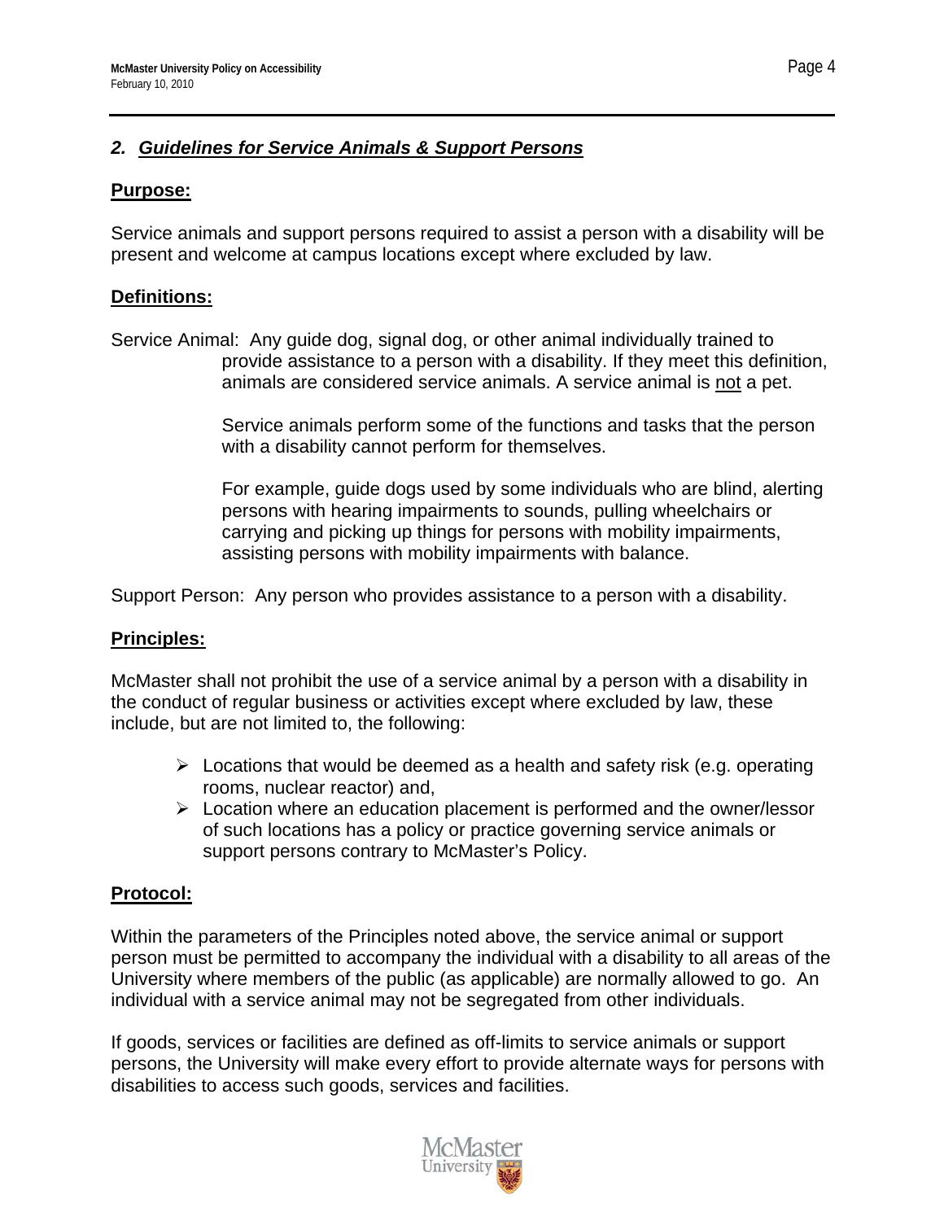## 2. ***Guidelines for Service Animals & Support Persons***

### Purpose:

Service animals and support persons required to assist a person with a disability will be present and welcome at campus locations except where excluded by law.

### Definitions:

Service Animal: Any guide dog, signal dog, or other animal individually trained to provide assistance to a person with a disability. If they meet this definition, animals are considered service animals. A service animal is not a pet.

Service animals perform some of the functions and tasks that the person with a disability cannot perform for themselves.

For example, guide dogs used by some individuals who are blind, alerting persons with hearing impairments to sounds, pulling wheelchairs or carrying and picking up things for persons with mobility impairments, assisting persons with mobility impairments with balance.

Support Person: Any person who provides assistance to a person with a disability.

### Principles:

McMaster shall not prohibit the use of a service animal by a person with a disability in the conduct of regular business or activities except where excluded by law, these include, but are not limited to, the following:

- Locations that would be deemed as a health and safety risk (e.g. operating rooms, nuclear reactor) and,
- Location where an education placement is performed and the owner/lessor of such locations has a policy or practice governing service animals or support persons contrary to McMaster's Policy.

### Protocol:

Within the parameters of the Principles noted above, the service animal or support person must be permitted to accompany the individual with a disability to all areas of the University where members of the public (as applicable) are normally allowed to go. An individual with a service animal may not be segregated from other individuals.

If goods, services or facilities are defined as off-limits to service animals or support persons, the University will make every effort to provide alternate ways for persons with disabilities to access such goods, services and facilities.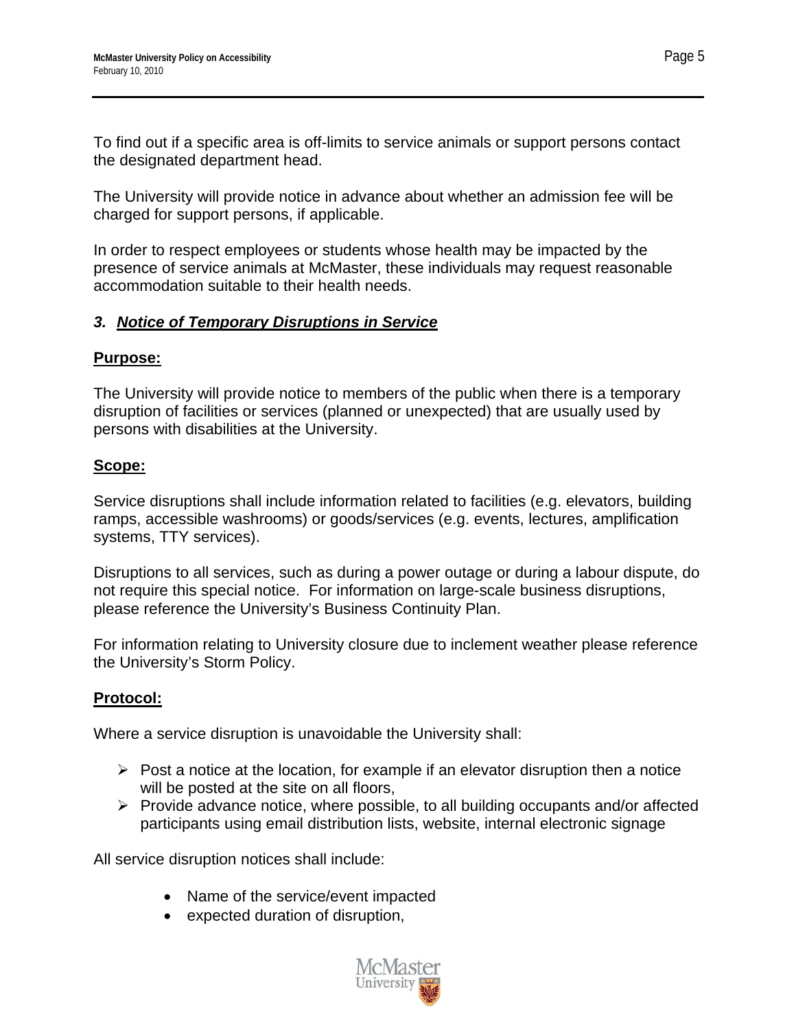To find out if a specific area is off-limits to service animals or support persons contact the designated department head.

The University will provide notice in advance about whether an admission fee will be charged for support persons, if applicable.

In order to respect employees or students whose health may be impacted by the presence of service animals at McMaster, these individuals may request reasonable accommodation suitable to their health needs.

### *3. Notice of Temporary Disruptions in Service*

**Purpose:**

The University will provide notice to members of the public when there is a temporary disruption of facilities or services (planned or unexpected) that are usually used by persons with disabilities at the University.

**Scope:**

Service disruptions shall include information related to facilities (e.g. elevators, building ramps, accessible washrooms) or goods/services (e.g. events, lectures, amplification systems, TTY services).

Disruptions to all services, such as during a power outage or during a labour dispute, do not require this special notice. For information on large-scale business disruptions, please reference the University's Business Continuity Plan.

For information relating to University closure due to inclement weather please reference the University's Storm Policy.

**Protocol:**

Where a service disruption is unavoidable the University shall:

- Post a notice at the location, for example if an elevator disruption then a notice will be posted at the site on all floors,
- Provide advance notice, where possible, to all building occupants and/or affected participants using email distribution lists, website, internal electronic signage

All service disruption notices shall include:

- Name of the service/event impacted
- expected duration of disruption,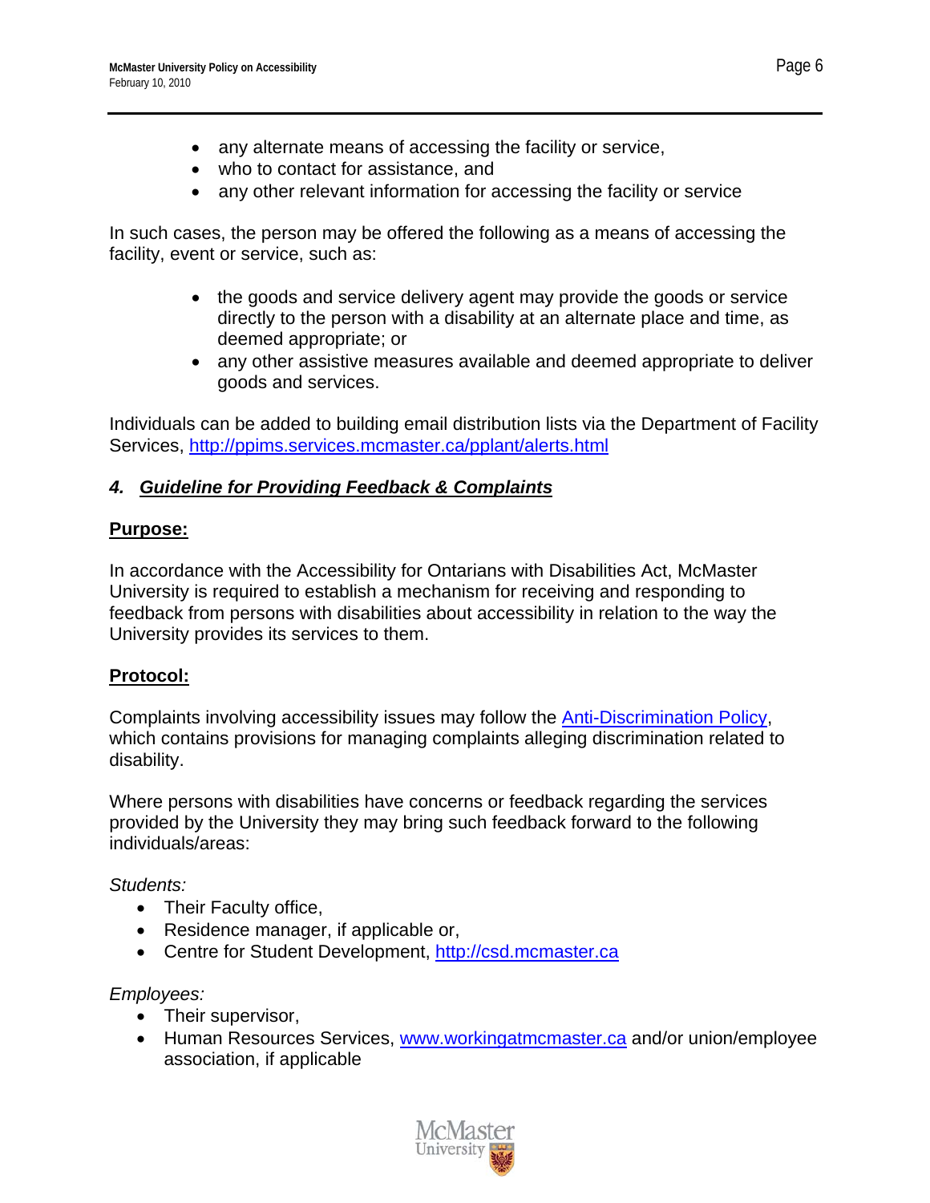- any alternate means of accessing the facility or service,
- who to contact for assistance, and
- any other relevant information for accessing the facility or service

In such cases, the person may be offered the following as a means of accessing the facility, event or service, such as:

- the goods and service delivery agent may provide the goods or service directly to the person with a disability at an alternate place and time, as deemed appropriate; or
- any other assistive measures available and deemed appropriate to deliver goods and services.

Individuals can be added to building email distribution lists via the Department of Facility Services, [http://ppims.services.mcmaster.ca/pplant/alerts.html](http://ppims.services.mcmaster.ca/pplant/alerts.html)

### *4. Guideline for Providing Feedback & Complaints*

**Purpose:**

In accordance with the Accessibility for Ontarians with Disabilities Act, McMaster University is required to establish a mechanism for receiving and responding to feedback from persons with disabilities about accessibility in relation to the way the University provides its services to them.

**Protocol:**

Complaints involving accessibility issues may follow the Anti-Discrimination Policy, which contains provisions for managing complaints alleging discrimination related to disability.

Where persons with disabilities have concerns or feedback regarding the services provided by the University they may bring such feedback forward to the following individuals/areas:

*Students:*

- Their Faculty office,
- Residence manager, if applicable or,
- Centre for Student Development, [http://csd.mcmaster.ca](http://csd.mcmaster.ca)

*Employees:*

- Their supervisor,
- Human Resources Services, [www.workingatmcmaster.ca](www.workingatmcmaster.ca) and/or union/employee association, if applicable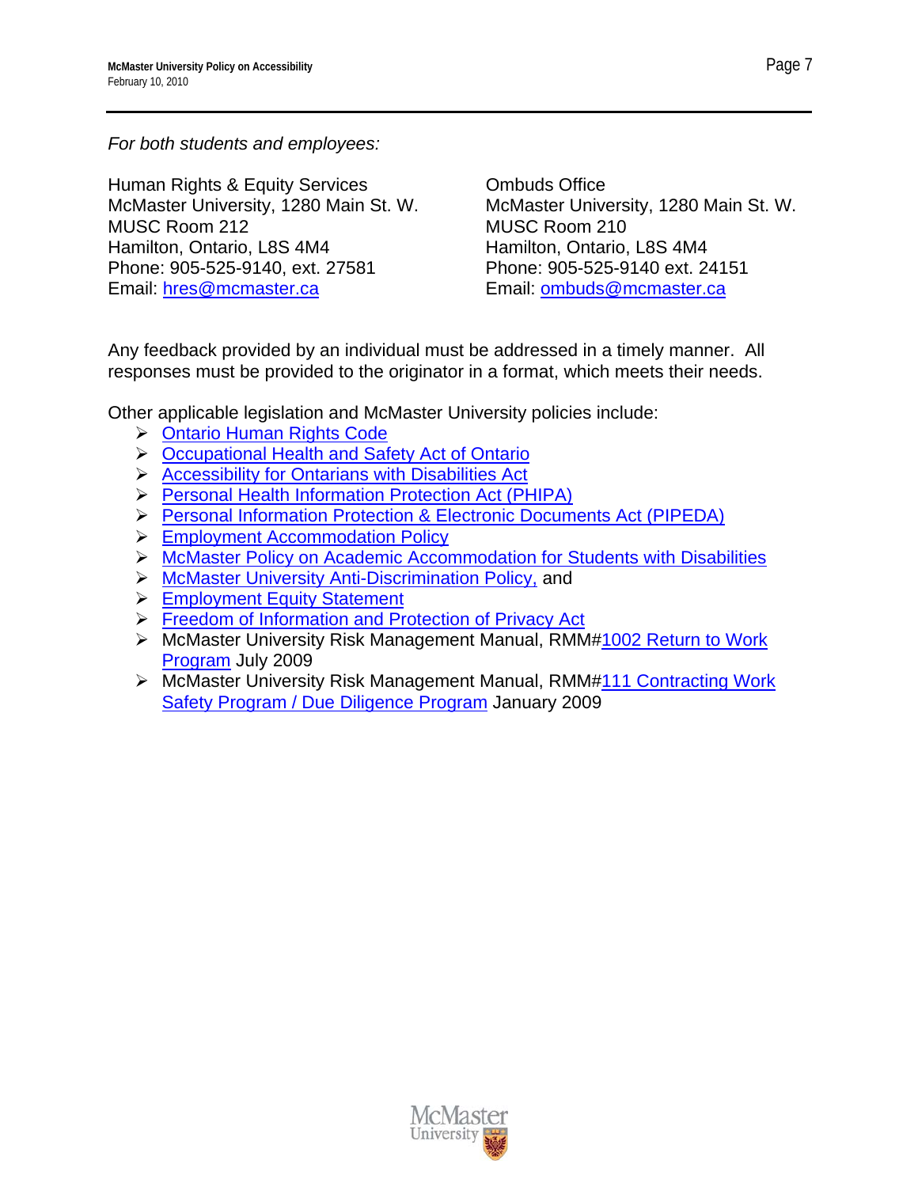*For both students and employees:*

Human Rights & Equity Services
McMaster University, 1280 Main St. W.
MUSC Room 212
Hamilton, Ontario, L8S 4M4
Phone: 905-525-9140, ext. 27581
Email: hres@mcmaster.ca

Ombuds Office
McMaster University, 1280 Main St. W.
MUSC Room 210
Hamilton, Ontario, L8S 4M4
Phone: 905-525-9140 ext. 24151
Email: ombuds@mcmaster.ca

Any feedback provided by an individual must be addressed in a timely manner. All responses must be provided to the originator in a format, which meets their needs.

Other applicable legislation and McMaster University policies include:

- Ontario Human Rights Code
- Occupational Health and Safety Act of Ontario
- Accessibility for Ontarians with Disabilities Act
- Personal Health Information Protection Act (PHIPA)
- Personal Information Protection & Electronic Documents Act (PIPEDA)
- Employment Accommodation Policy
- McMaster Policy on Academic Accommodation for Students with Disabilities
- McMaster University Anti-Discrimination Policy, and
- Employment Equity Statement
- Freedom of Information and Protection of Privacy Act
- McMaster University Risk Management Manual, RMM#1002 Return to Work Program July 2009
- McMaster University Risk Management Manual, RMM#111 Contracting Work Safety Program / Due Diligence Program January 2009